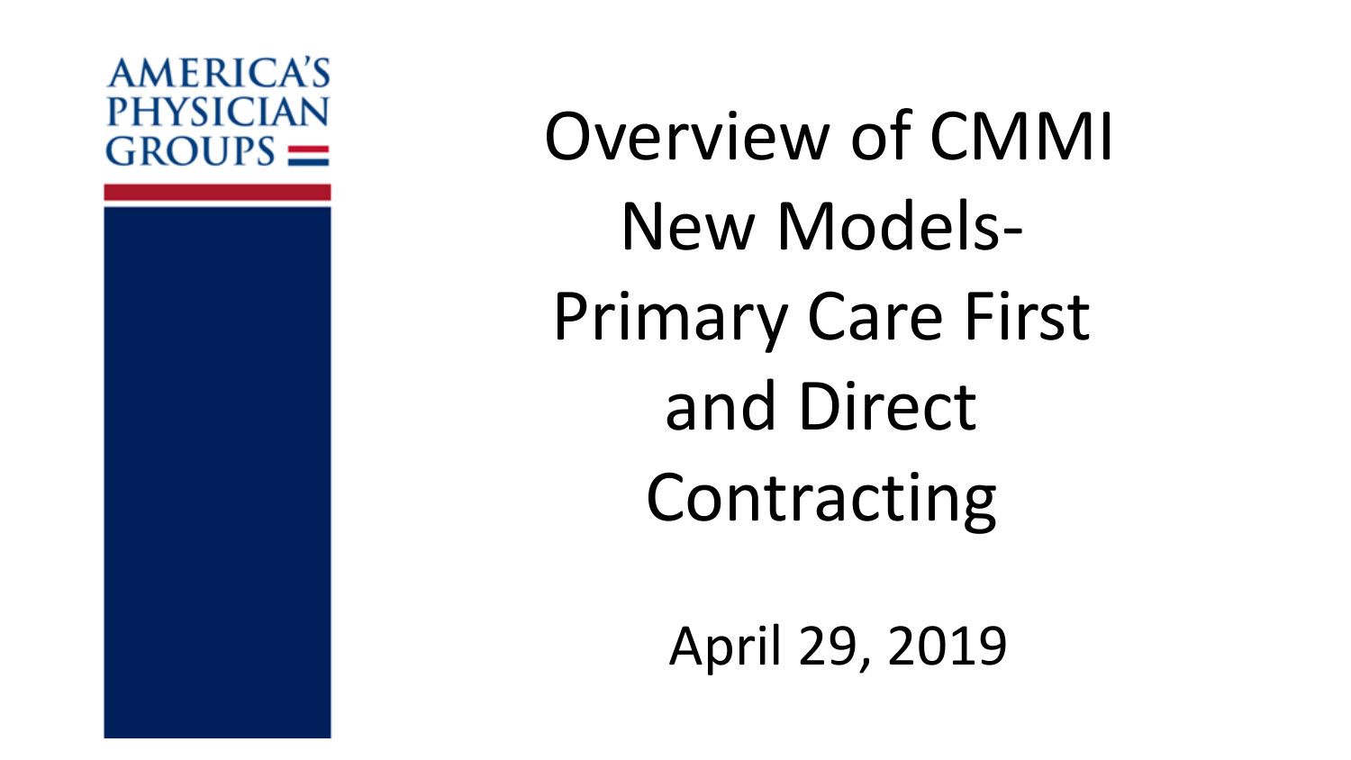AMERICA'S PHYSICIAN GROUPS

# Overview of CMMI New Models- Primary Care First and Direct Contracting

April 29, 2019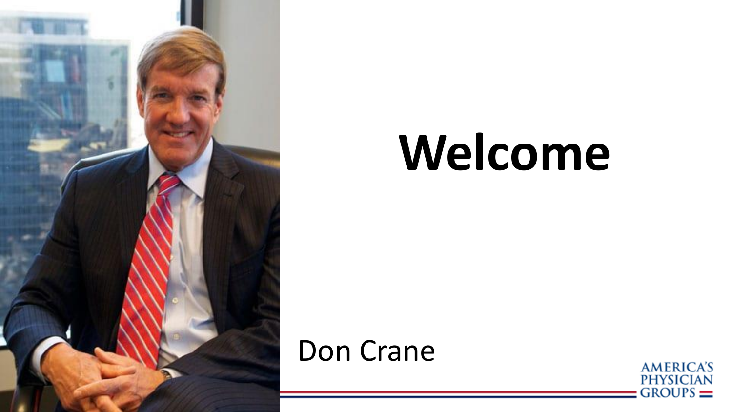# Welcome

Don Crane

AMERICA'S PHYSICIAN GROUPS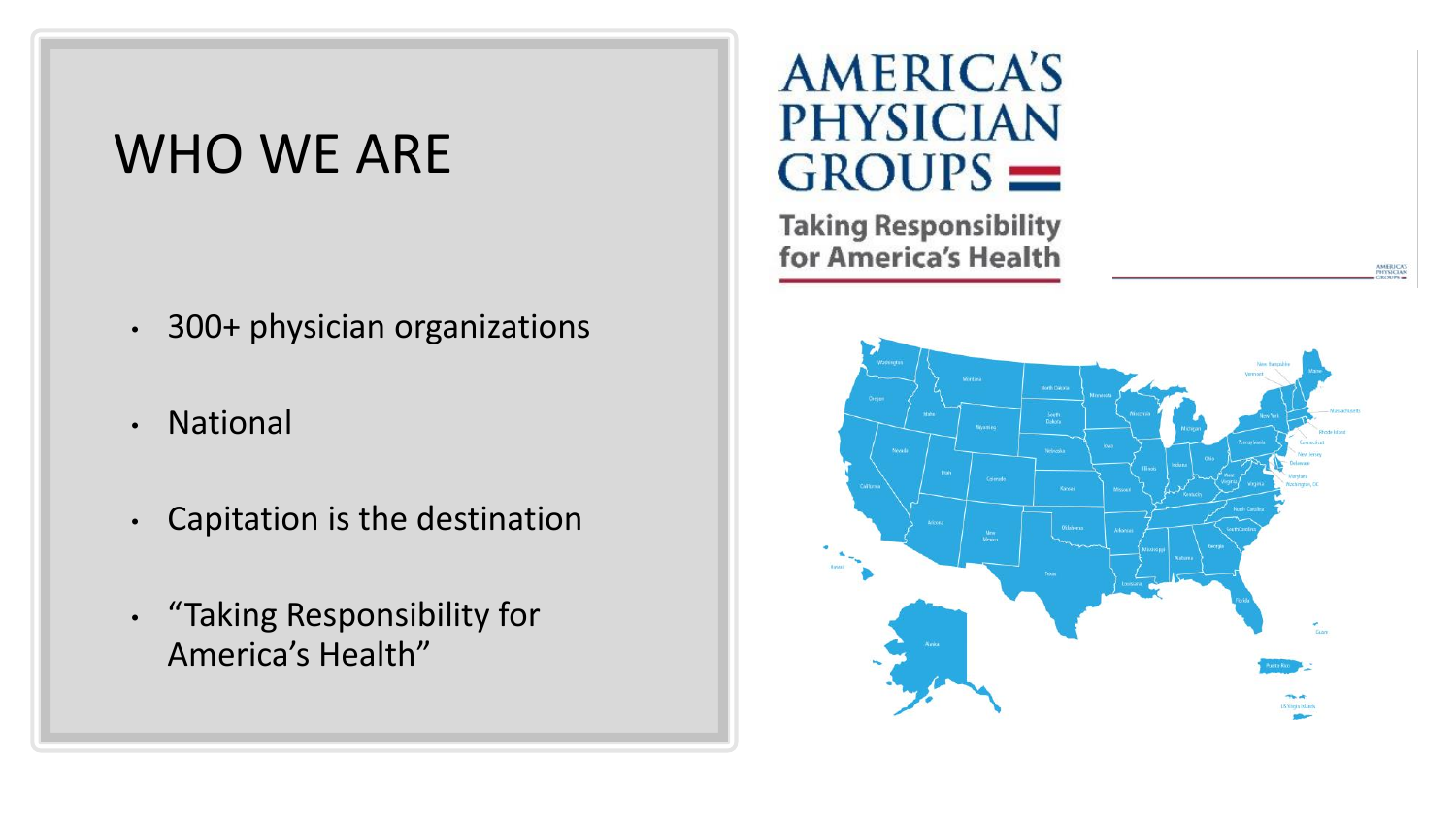# WHO WE ARE

- 300+ physician organizations
- National
- Capitation is the destination
- "Taking Responsibility for America's Health"

AMERICA'S PHYSICIAN GROUPS

Taking Responsibility for America's Health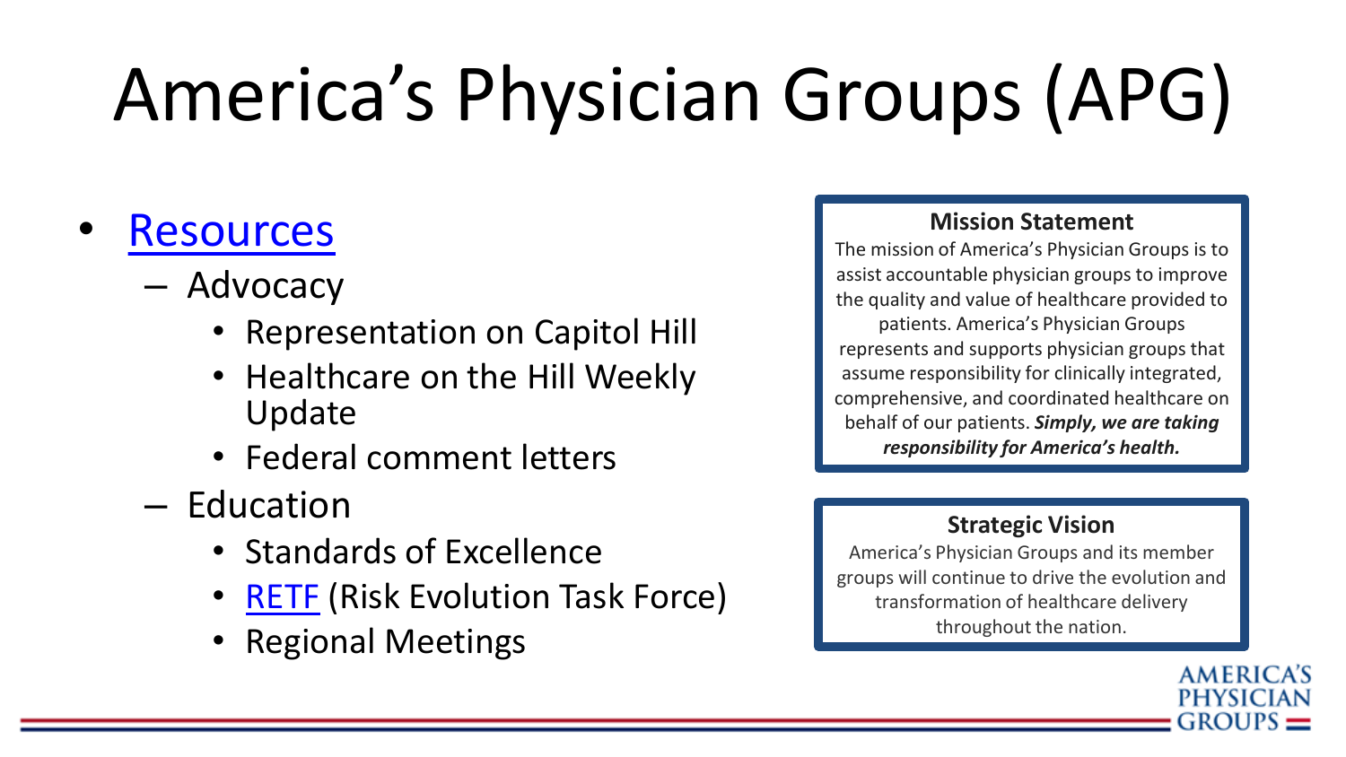# America's Physician Groups (APG)

- Resources
  - Advocacy
    - Representation on Capitol Hill
    - Healthcare on the Hill Weekly Update
    - Federal comment letters
  - Education
    - Standards of Excellence
    - RETF (Risk Evolution Task Force)
    - Regional Meetings

**Mission Statement**

The mission of America's Physician Groups is to assist accountable physician groups to improve the quality and value of healthcare provided to patients. America's Physician Groups represents and supports physician groups that assume responsibility for clinically integrated, comprehensive, and coordinated healthcare on behalf of our patients. ***Simply, we are taking responsibility for America's health.***

**Strategic Vision**

America's Physician Groups and its member groups will continue to drive the evolution and transformation of healthcare delivery throughout the nation.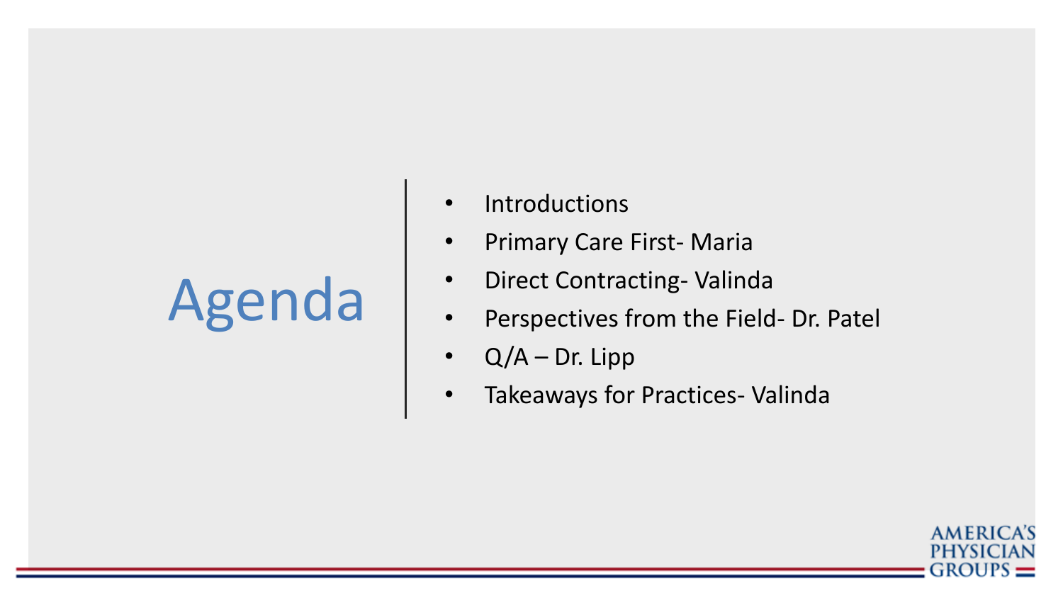# Agenda

- Introductions
- Primary Care First- Maria
- Direct Contracting- Valinda
- Perspectives from the Field- Dr. Patel
- Q/A – Dr. Lipp
- Takeaways for Practices- Valinda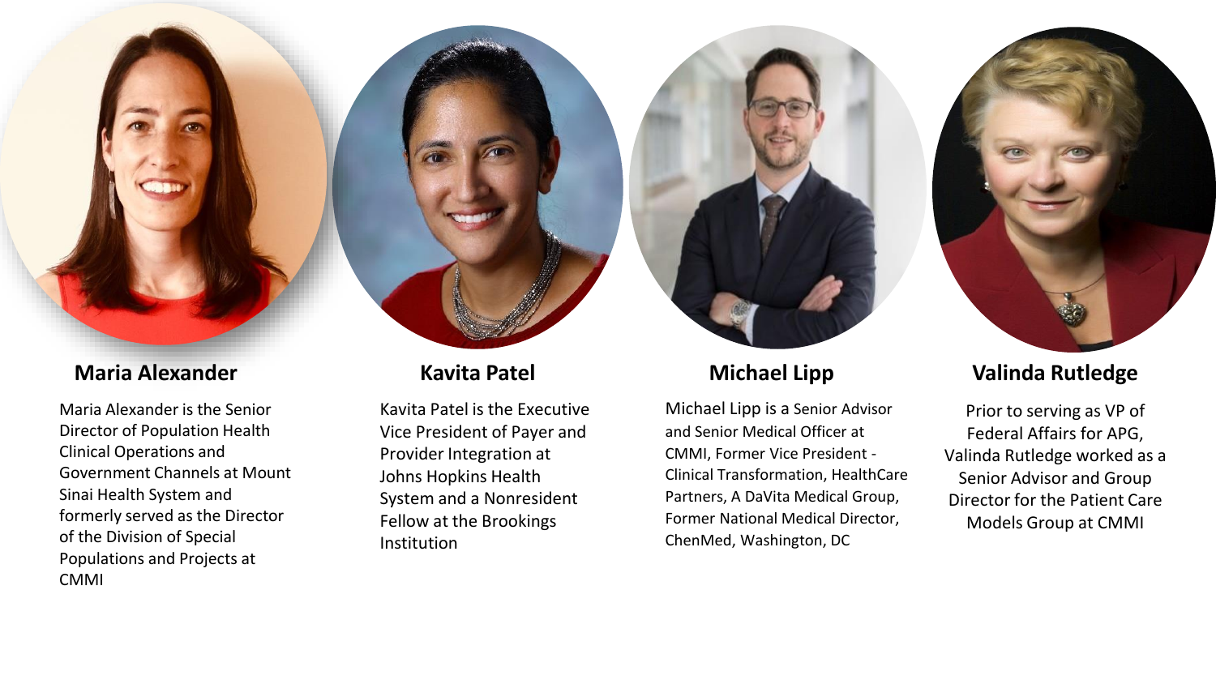### Maria Alexander

Maria Alexander is the Senior Director of Population Health Clinical Operations and Government Channels at Mount Sinai Health System and formerly served as the Director of the Division of Special Populations and Projects at CMMI

### Kavita Patel

Kavita Patel is the Executive Vice President of Payer and Provider Integration at Johns Hopkins Health System and a Nonresident Fellow at the Brookings Institution

### Michael Lipp

Michael Lipp is a Senior Advisor and Senior Medical Officer at CMMI, Former Vice President - Clinical Transformation, HealthCare Partners, A DaVita Medical Group, Former National Medical Director, ChenMed, Washington, DC

### Valinda Rutledge

Prior to serving as VP of Federal Affairs for APG, Valinda Rutledge worked as a Senior Advisor and Group Director for the Patient Care Models Group at CMMI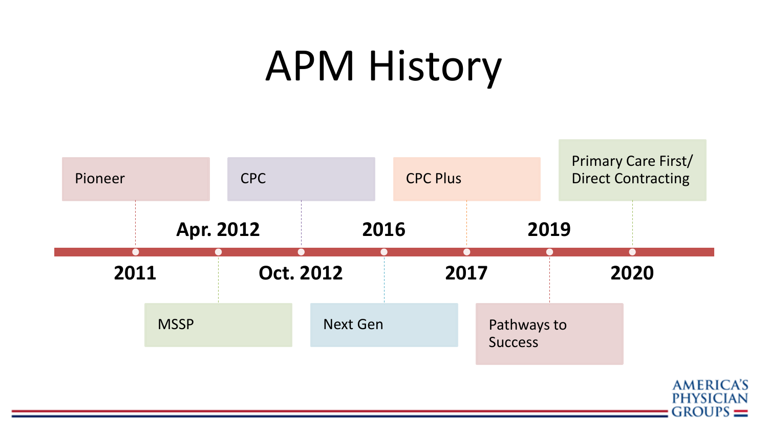# APM History

- 2011 — Pioneer
- Apr. 2012 — MSSP
- Oct. 2012 — CPC
- 2016 — Next Gen
- 2017 — CPC Plus
- 2019 — Pathways to Success
- 2020 — Primary Care First/ Direct Contracting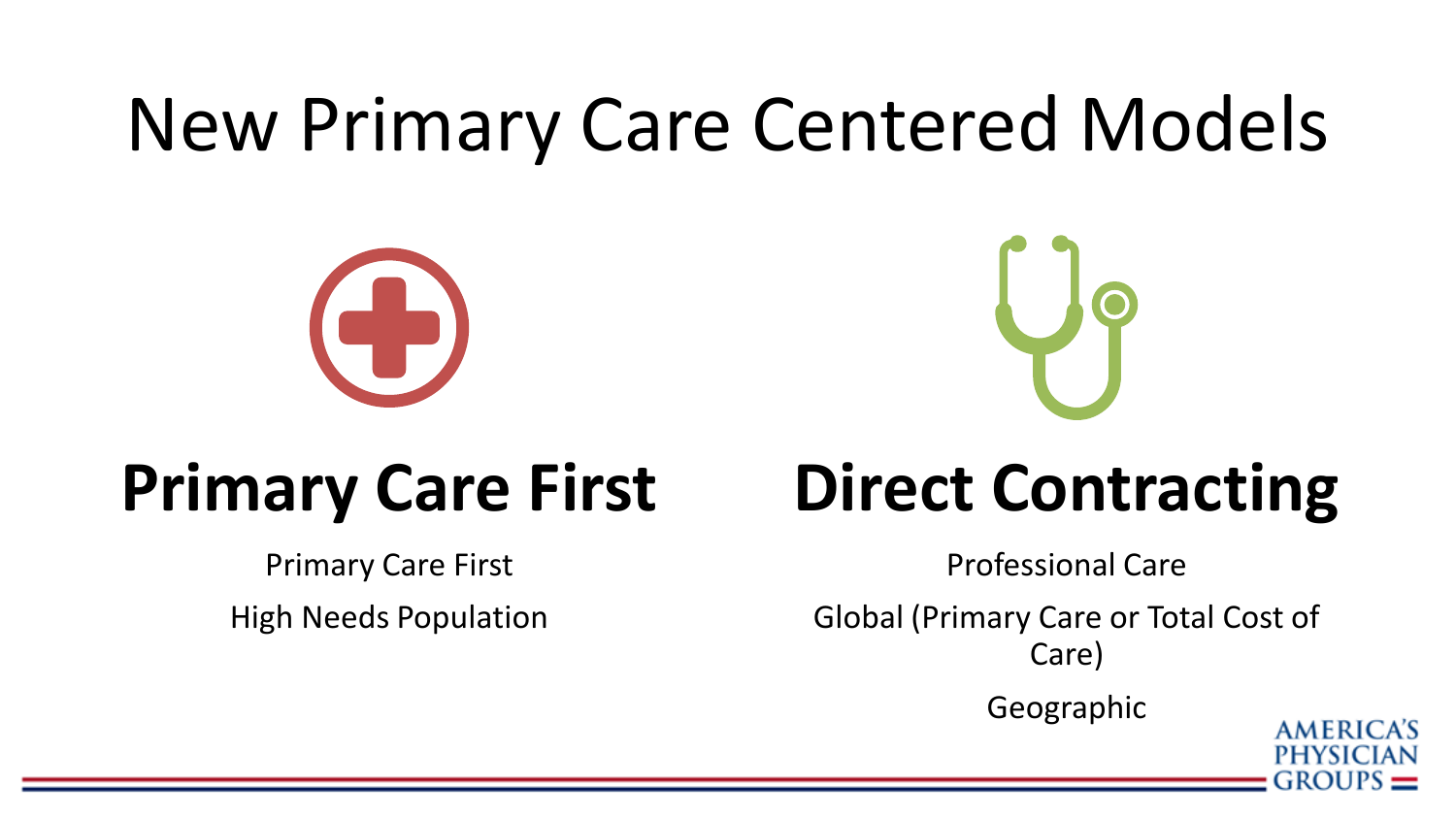# New Primary Care Centered Models

## Primary Care First

Primary Care First

High Needs Population

## Direct Contracting

Professional Care

Global (Primary Care or Total Cost of Care)

Geographic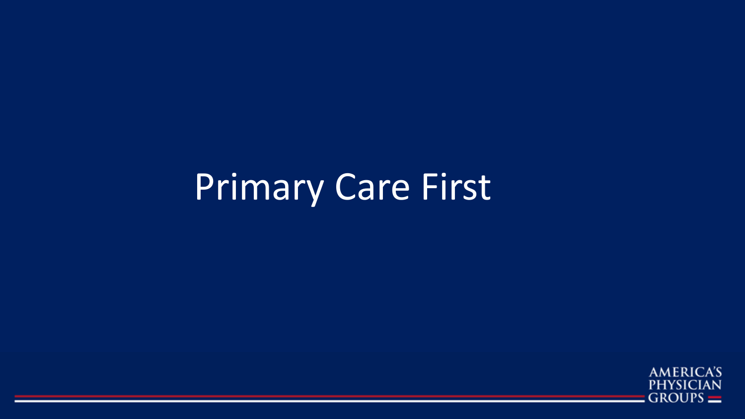# Primary Care First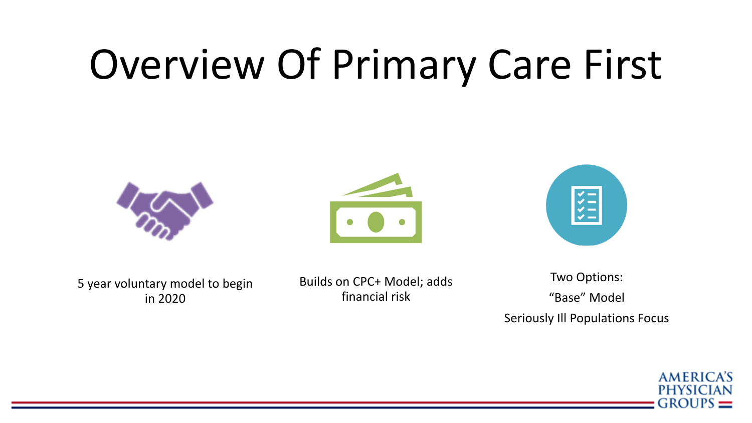# Overview Of Primary Care First

5 year voluntary model to begin in 2020

Builds on CPC+ Model; adds financial risk

Two Options:

"Base" Model

Seriously Ill Populations Focus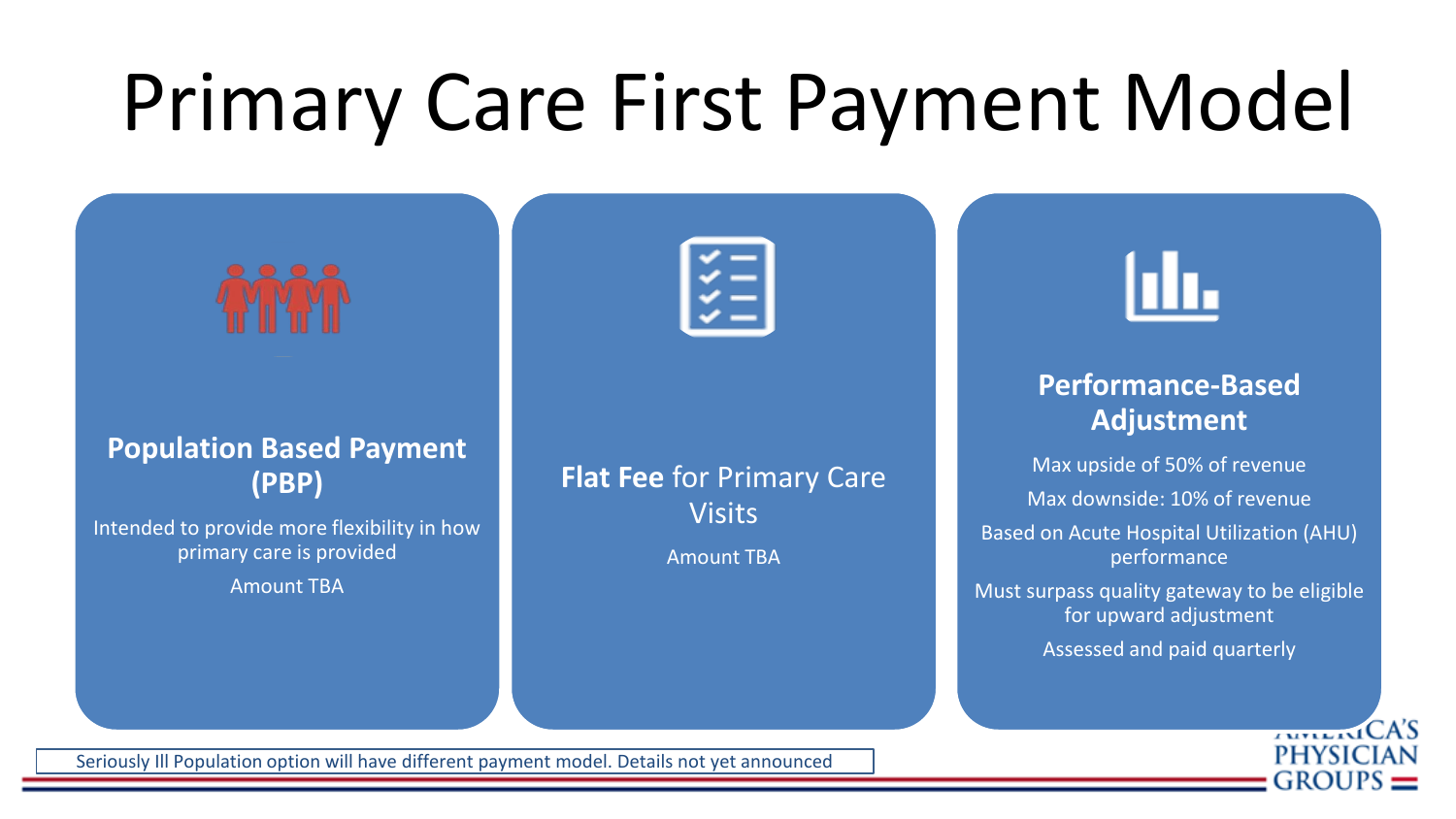# Primary Care First Payment Model

### Population Based Payment (PBP)

Intended to provide more flexibility in how primary care is provided

Amount TBA

### **Flat Fee** for Primary Care Visits

Amount TBA

### Performance-Based Adjustment

Max upside of 50% of revenue

Max downside: 10% of revenue

Based on Acute Hospital Utilization (AHU) performance

Must surpass quality gateway to be eligible for upward adjustment

Assessed and paid quarterly

Seriously Ill Population option will have different payment model. Details not yet announced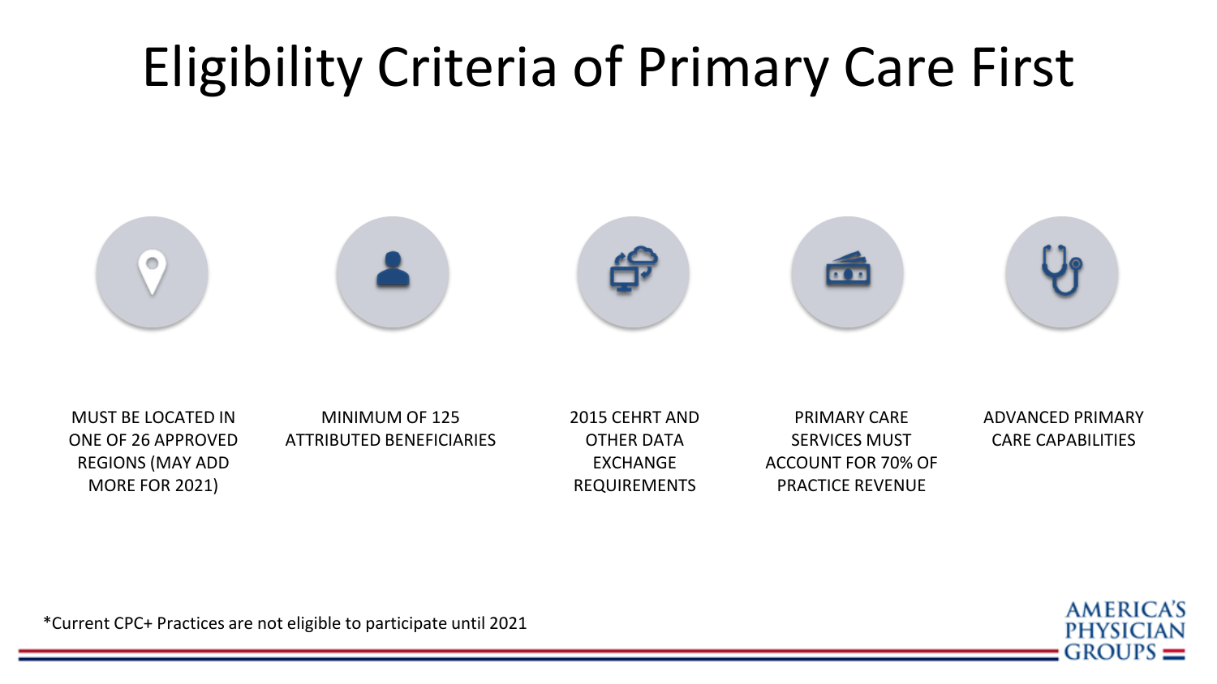# Eligibility Criteria of Primary Care First

- MUST BE LOCATED IN ONE OF 26 APPROVED REGIONS (MAY ADD MORE FOR 2021)
- MINIMUM OF 125 ATTRIBUTED BENEFICIARIES
- 2015 CEHRT AND OTHER DATA EXCHANGE REQUIREMENTS
- PRIMARY CARE SERVICES MUST ACCOUNT FOR 70% OF PRACTICE REVENUE
- ADVANCED PRIMARY CARE CAPABILITIES

*Current CPC+ Practices are not eligible to participate until 2021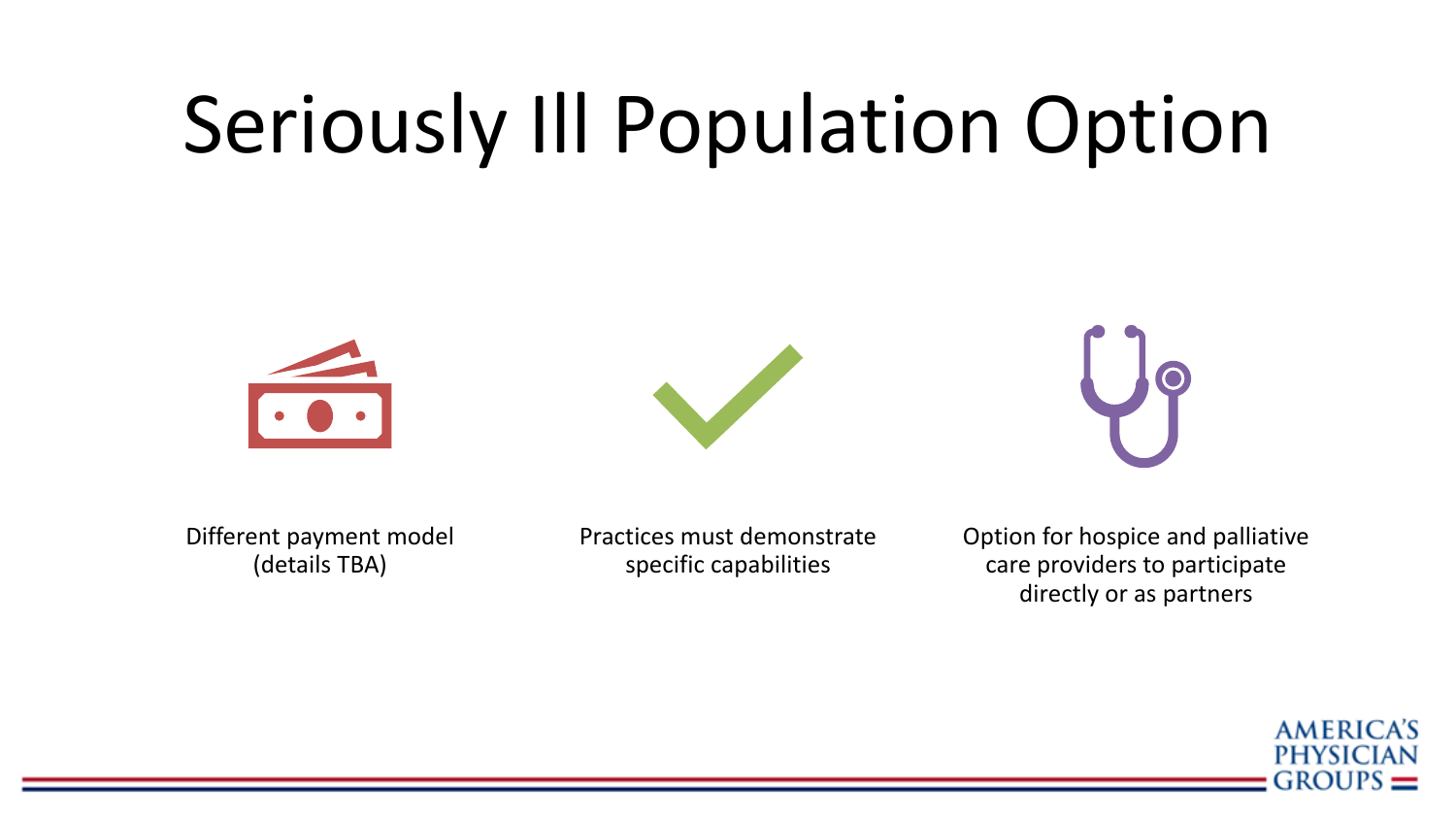# Seriously Ill Population Option

- Different payment model (details TBA)
- Practices must demonstrate specific capabilities
- Option for hospice and palliative care providers to participate directly or as partners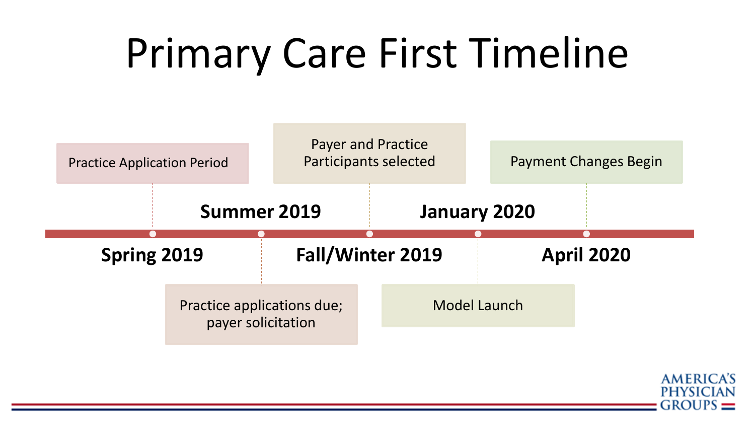# Primary Care First Timeline

- **Spring 2019**: Practice Application Period
- **Summer 2019**: Practice applications due; payer solicitation
- **Fall/Winter 2019**: Payer and Practice Participants selected
- **January 2020**: Model Launch
- **April 2020**: Payment Changes Begin

AMERICA'S PHYSICIAN GROUPS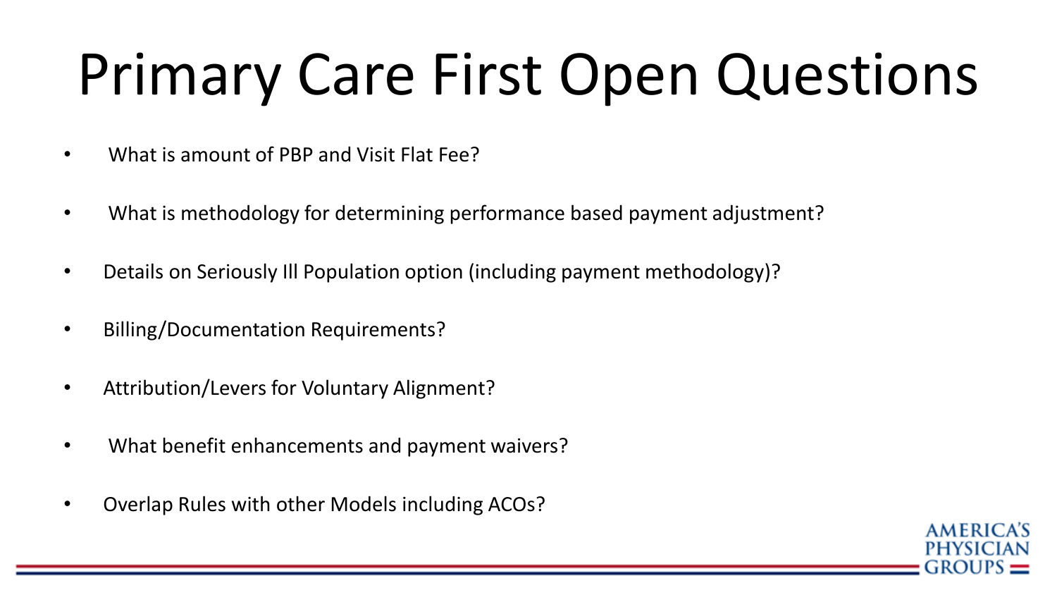# Primary Care First Open Questions

- What is amount of PBP and Visit Flat Fee?
- What is methodology for determining performance based payment adjustment?
- Details on Seriously Ill Population option (including payment methodology)?
- Billing/Documentation Requirements?
- Attribution/Levers for Voluntary Alignment?
- What benefit enhancements and payment waivers?
- Overlap Rules with other Models including ACOs?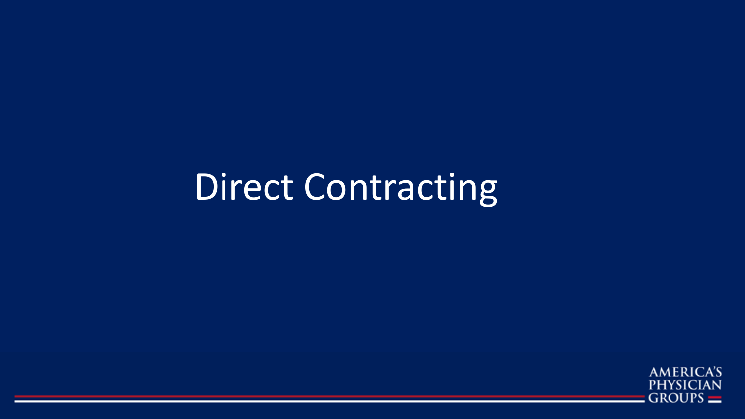# Direct Contracting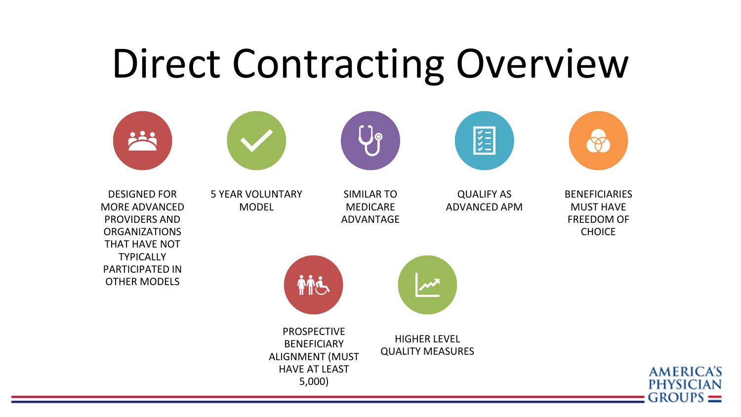# Direct Contracting Overview

- DESIGNED FOR MORE ADVANCED PROVIDERS AND ORGANIZATIONS THAT HAVE NOT TYPICALLY PARTICIPATED IN OTHER MODELS
- 5 YEAR VOLUNTARY MODEL
- SIMILAR TO MEDICARE ADVANTAGE
- QUALIFY AS ADVANCED APM
- BENEFICIARIES MUST HAVE FREEDOM OF CHOICE
- PROSPECTIVE BENEFICIARY ALIGNMENT (MUST HAVE AT LEAST 5,000)
- HIGHER LEVEL QUALITY MEASURES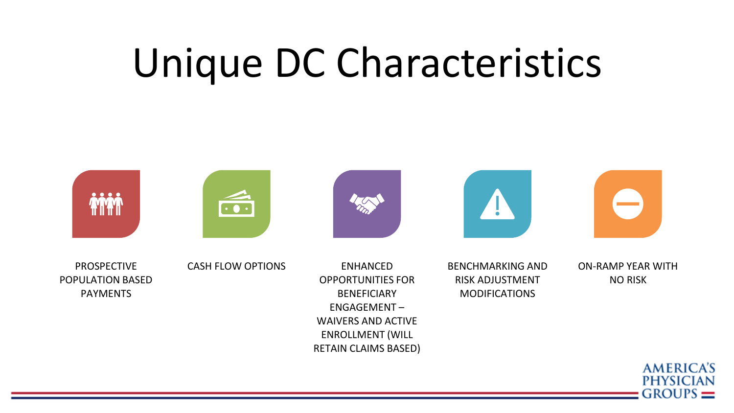# Unique DC Characteristics

- PROSPECTIVE POPULATION BASED PAYMENTS
- CASH FLOW OPTIONS
- ENHANCED OPPORTUNITIES FOR BENEFICIARY ENGAGEMENT – WAIVERS AND ACTIVE ENROLLMENT (WILL RETAIN CLAIMS BASED)
- BENCHMARKING AND RISK ADJUSTMENT MODIFICATIONS
- ON-RAMP YEAR WITH NO RISK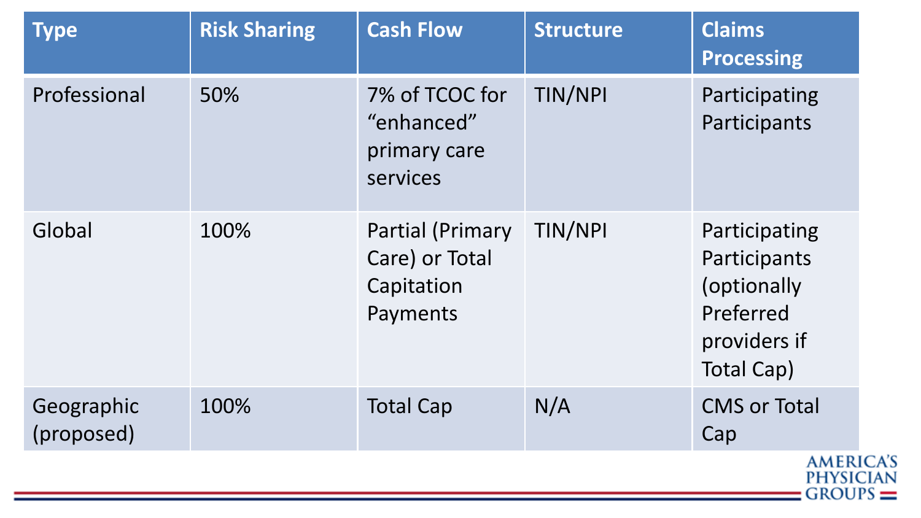| Type | Risk Sharing | Cash Flow | Structure | Claims Processing |
|---|---|---|---|---|
| Professional | 50% | 7% of TCOC for "enhanced" primary care services | TIN/NPI | Participating Participants |
| Global | 100% | Partial (Primary Care) or Total Capitation Payments | TIN/NPI | Participating Participants (optionally Preferred providers if Total Cap) |
| Geographic (proposed) | 100% | Total Cap | N/A | CMS or Total Cap |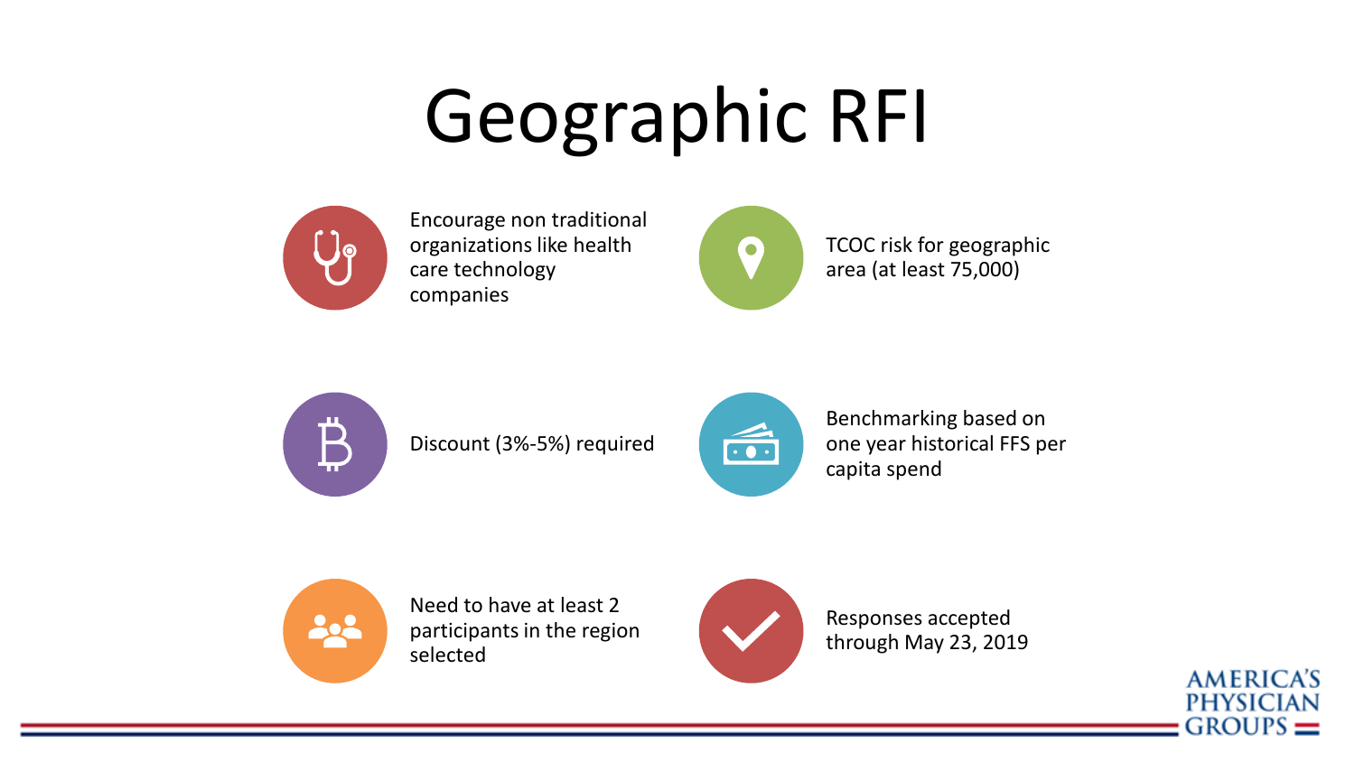# Geographic RFI

- Encourage non traditional organizations like health care technology companies
- TCOC risk for geographic area (at least 75,000)
- Discount (3%-5%) required
- Benchmarking based on one year historical FFS per capita spend
- Need to have at least 2 participants in the region selected
- Responses accepted through May 23, 2019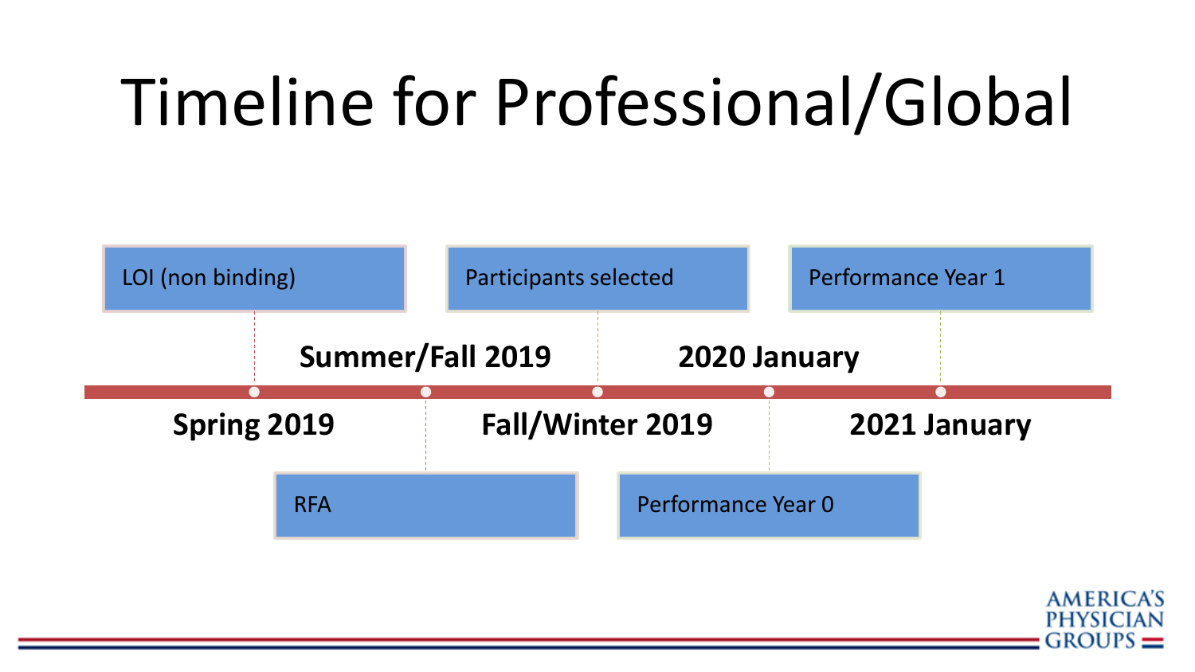# Timeline for Professional/Global

- **Spring 2019** – LOI (non binding)
- **Summer/Fall 2019** – RFA
- **Fall/Winter 2019** – Participants selected
- **2020 January** – Performance Year 0
- **2021 January** – Performance Year 1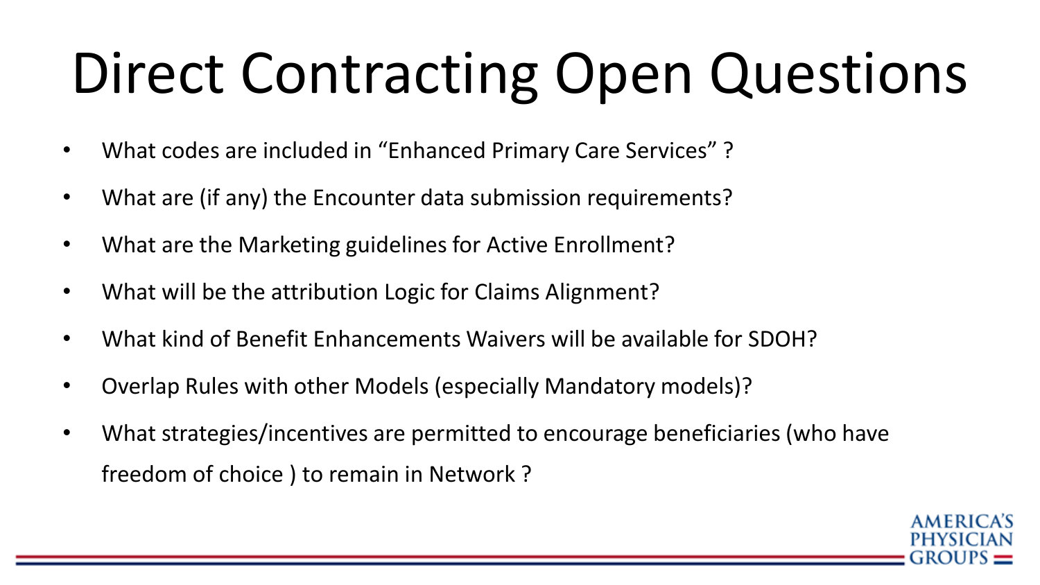# Direct Contracting Open Questions

- What codes are included in "Enhanced Primary Care Services" ?
- What are (if any) the Encounter data submission requirements?
- What are the Marketing guidelines for Active Enrollment?
- What will be the attribution Logic for Claims Alignment?
- What kind of Benefit Enhancements Waivers will be available for SDOH?
- Overlap Rules with other Models (especially Mandatory models)?
- What strategies/incentives are permitted to encourage beneficiaries (who have freedom of choice ) to remain in Network ?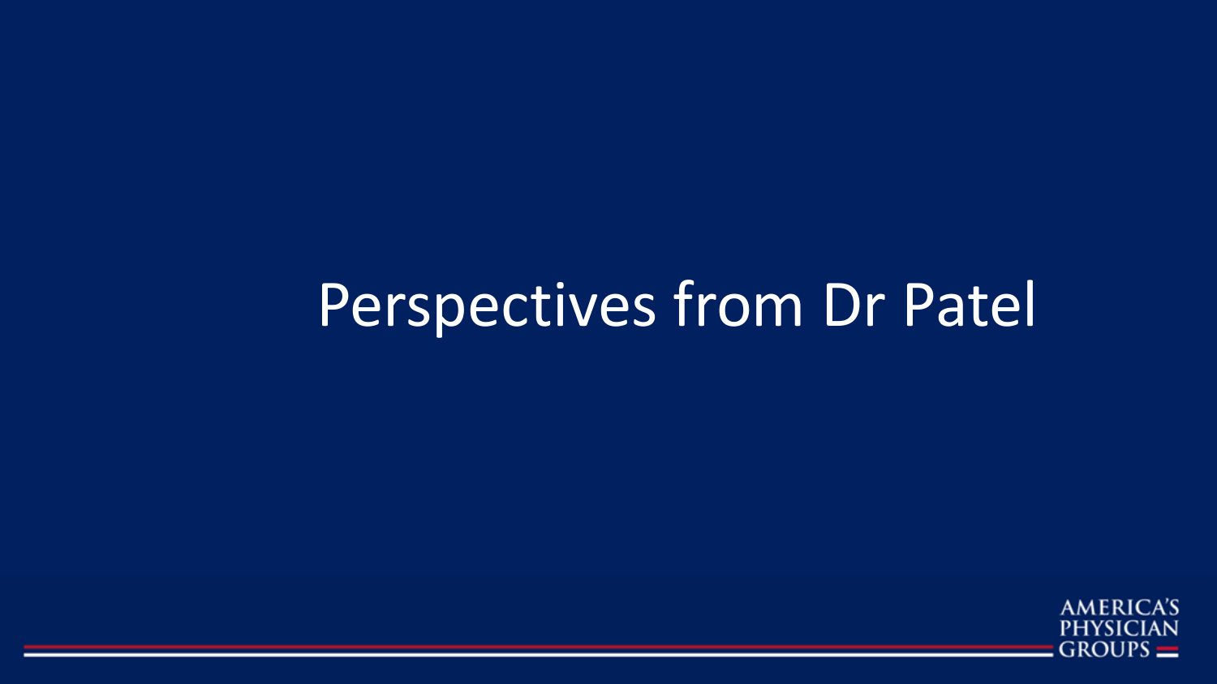# Perspectives from Dr Patel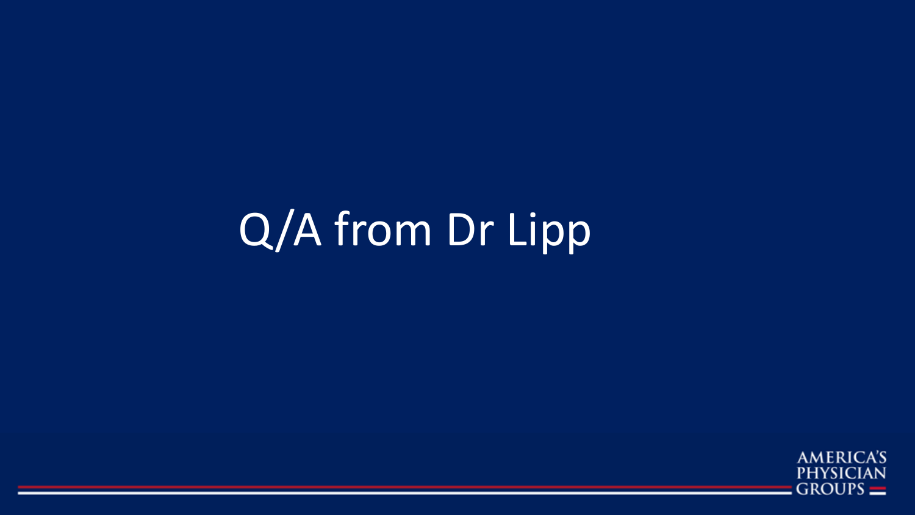# Q/A from Dr Lipp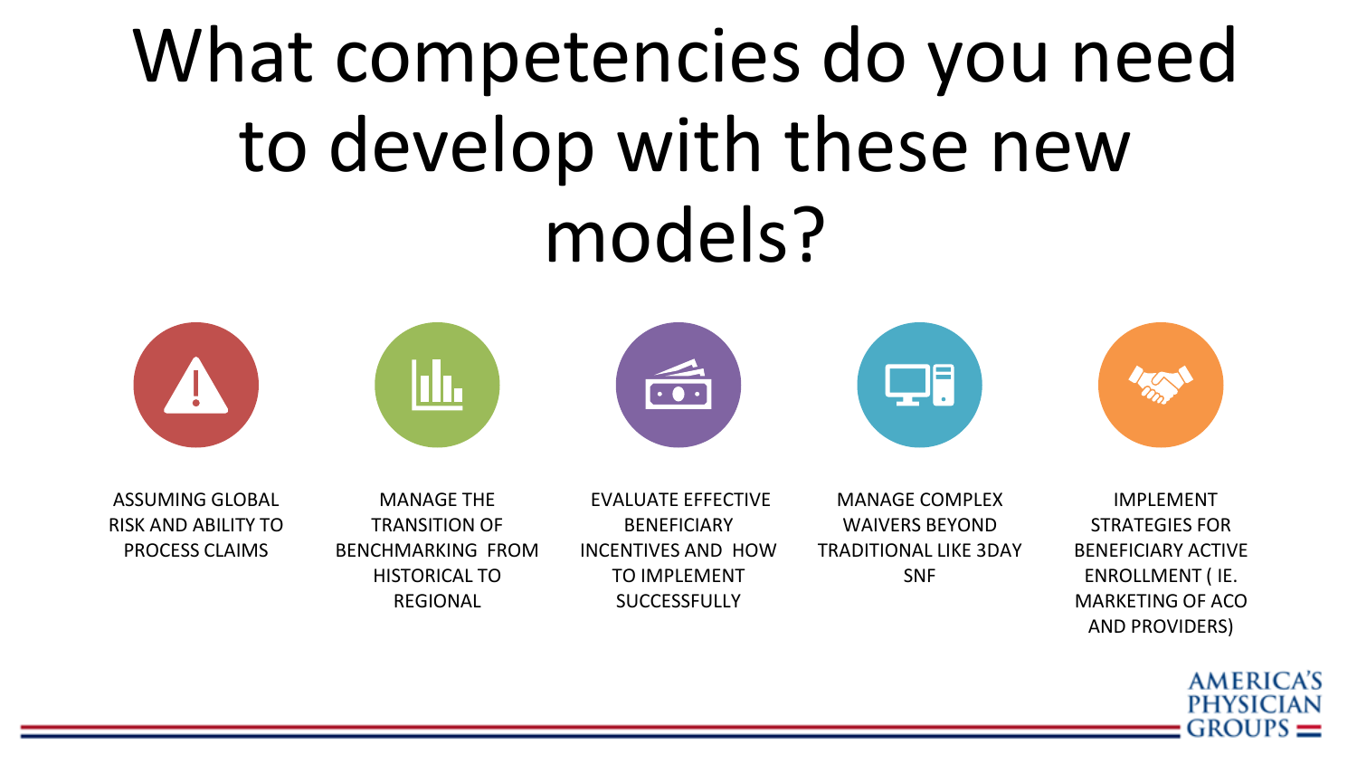# What competencies do you need to develop with these new models?

- ASSUMING GLOBAL RISK AND ABILITY TO PROCESS CLAIMS
- MANAGE THE TRANSITION OF BENCHMARKING FROM HISTORICAL TO REGIONAL
- EVALUATE EFFECTIVE BENEFICIARY INCENTIVES AND HOW TO IMPLEMENT SUCCESSFULLY
- MANAGE COMPLEX WAIVERS BEYOND TRADITIONAL LIKE 3DAY SNF
- IMPLEMENT STRATEGIES FOR BENEFICIARY ACTIVE ENROLLMENT ( IE. MARKETING OF ACO AND PROVIDERS)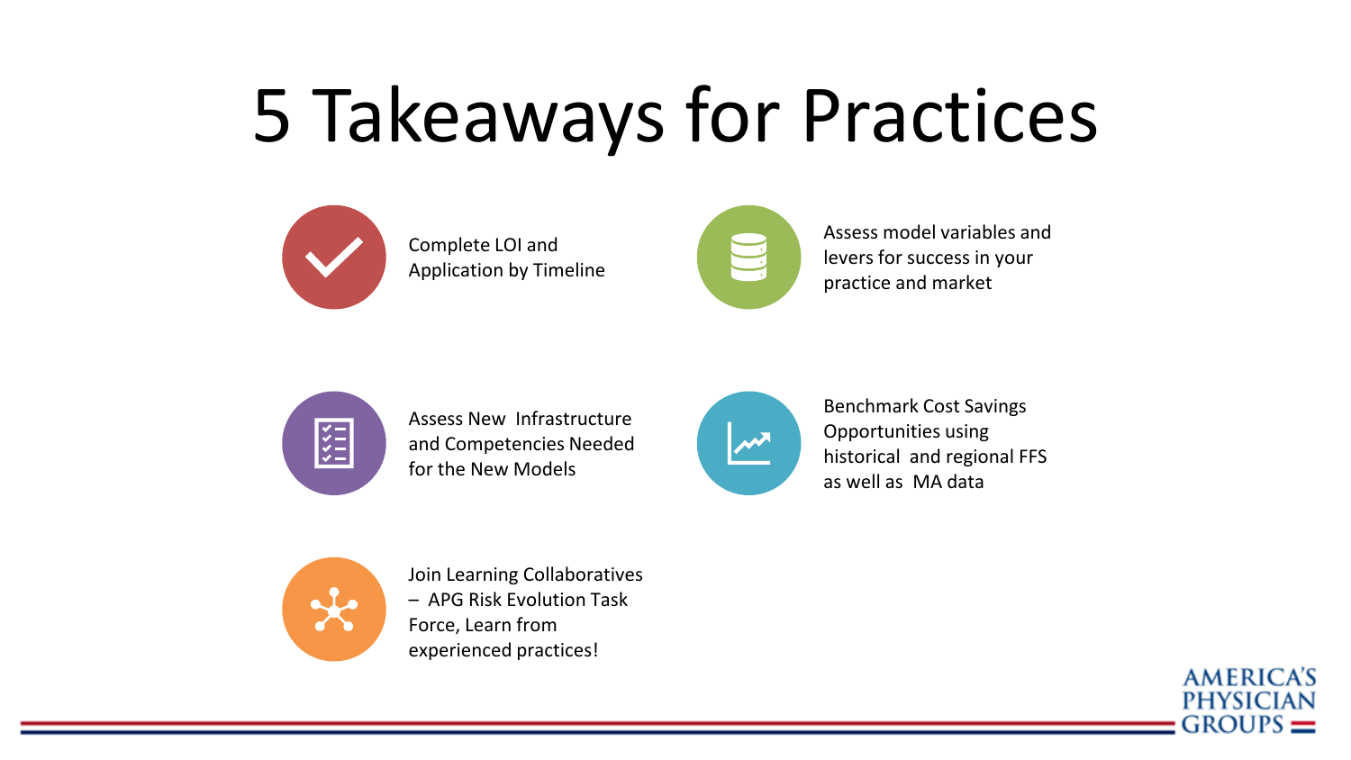# 5 Takeaways for Practices

- Complete LOI and Application by Timeline
- Assess model variables and levers for success in your practice and market
- Assess New Infrastructure and Competencies Needed for the New Models
- Benchmark Cost Savings Opportunities using historical and regional FFS as well as MA data
- Join Learning Collaboratives – APG Risk Evolution Task Force, Learn from experienced practices!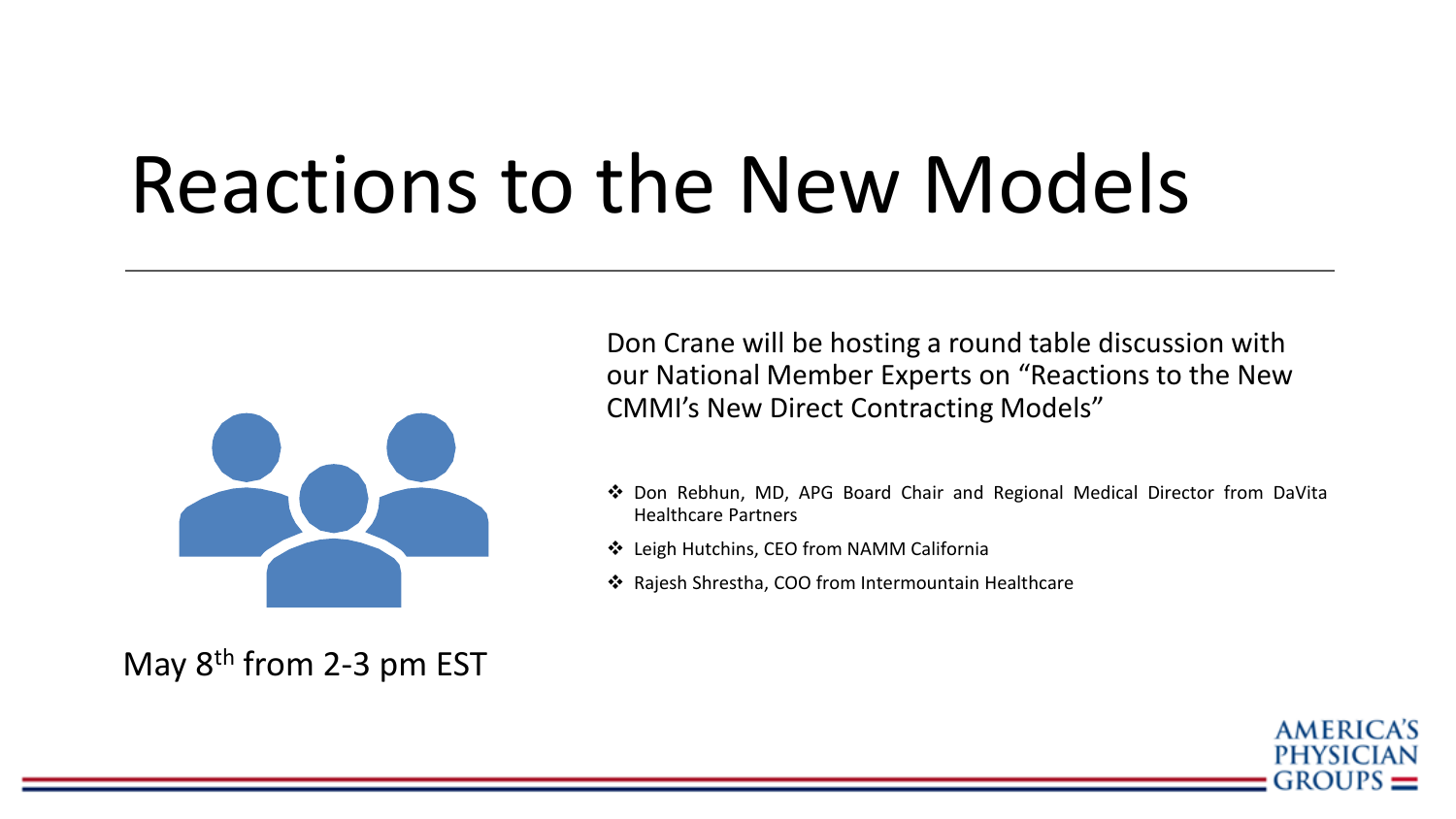# Reactions to the New Models

Don Crane will be hosting a round table discussion with our National Member Experts on "Reactions to the New CMMI's New Direct Contracting Models"

- Don Rebhun, MD, APG Board Chair and Regional Medical Director from DaVita Healthcare Partners
- Leigh Hutchins, CEO from NAMM California
- Rajesh Shrestha, COO from Intermountain Healthcare

May 8th from 2-3 pm EST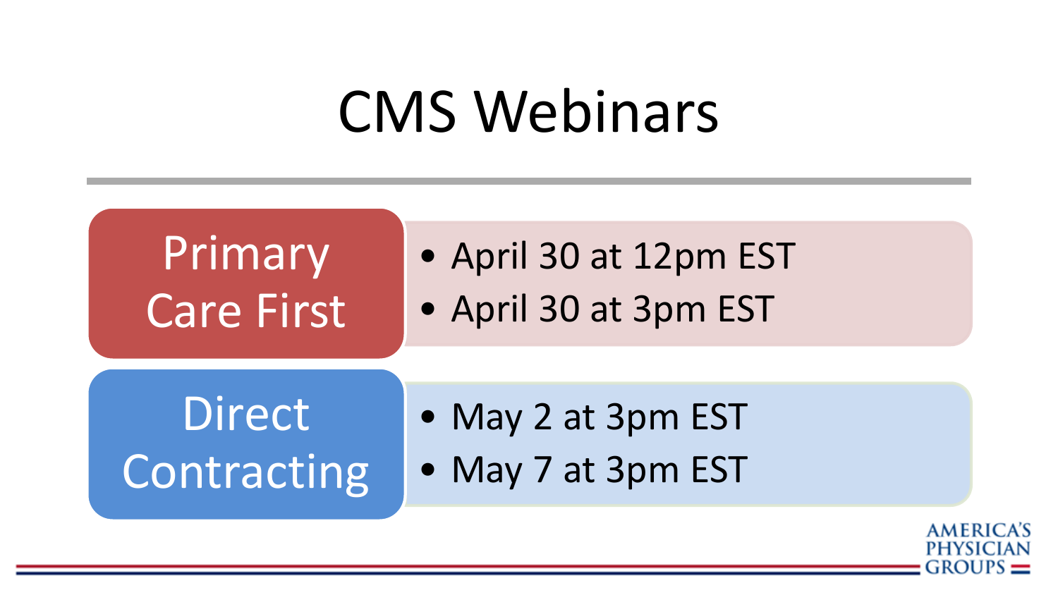# CMS Webinars

## Primary Care First

- April 30 at 12pm EST
- April 30 at 3pm EST

## Direct Contracting

- May 2 at 3pm EST
- May 7 at 3pm EST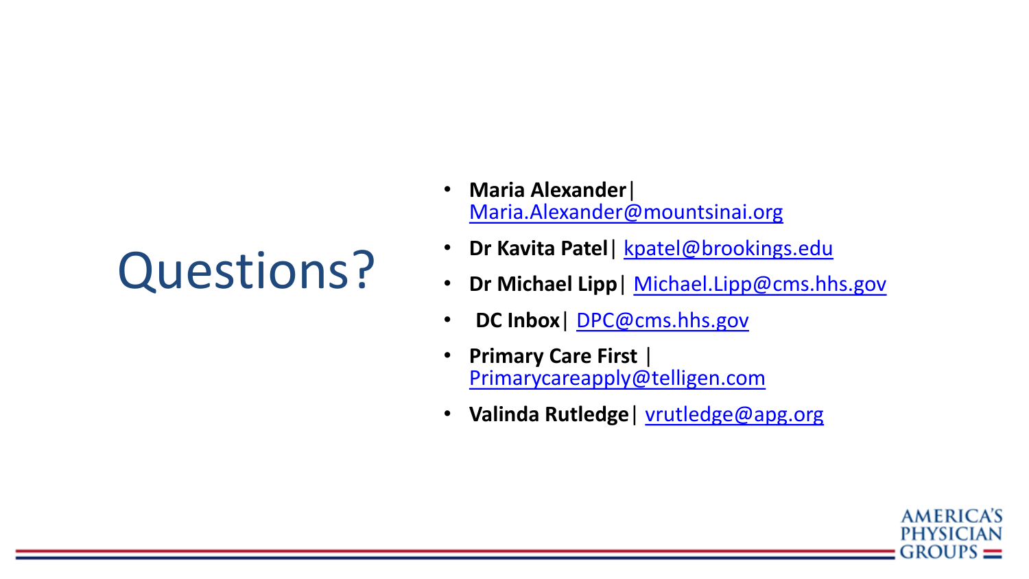# Questions?

- **Maria Alexander**| Maria.Alexander@mountsinai.org
- **Dr Kavita Patel**| kpatel@brookings.edu
- **Dr Michael Lipp**| Michael.Lipp@cms.hhs.gov
- **DC Inbox**| DPC@cms.hhs.gov
- **Primary Care First** | Primarycareapply@telligen.com
- **Valinda Rutledge**| vrutledge@apg.org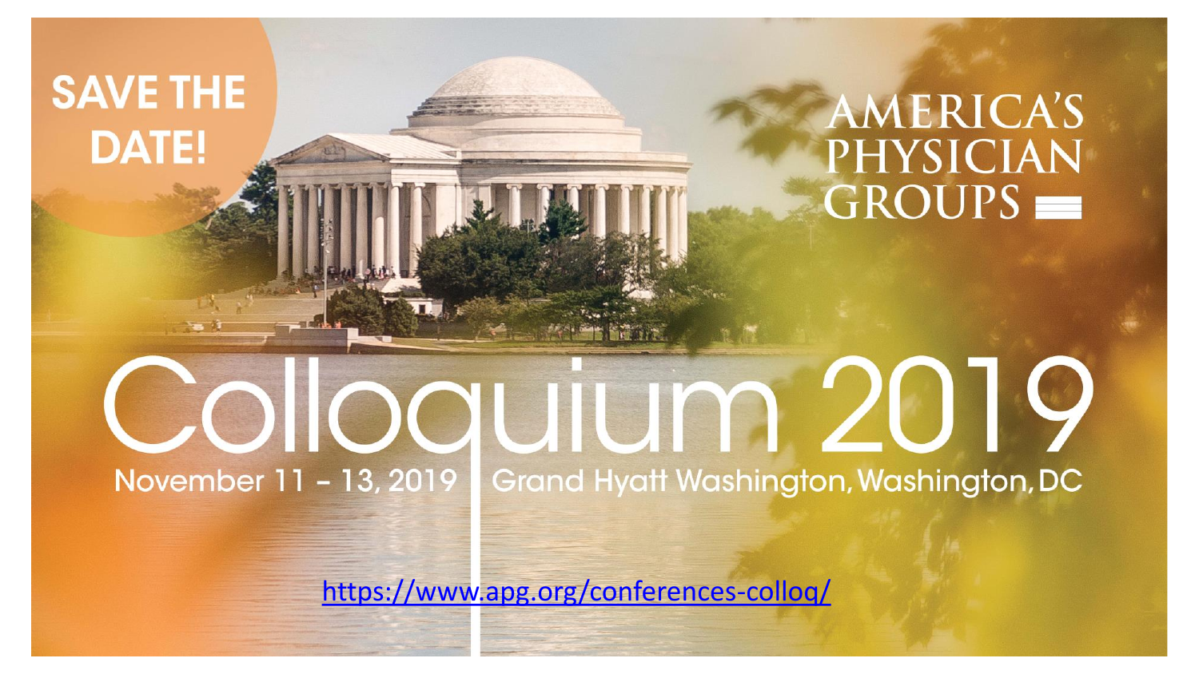SAVE THE DATE!

AMERICA'S PHYSICIAN GROUPS

# Colloquium 2019

November 11 – 13, 2019 | Grand Hyatt Washington, Washington, DC

https://www.apg.org/conferences-colloq/